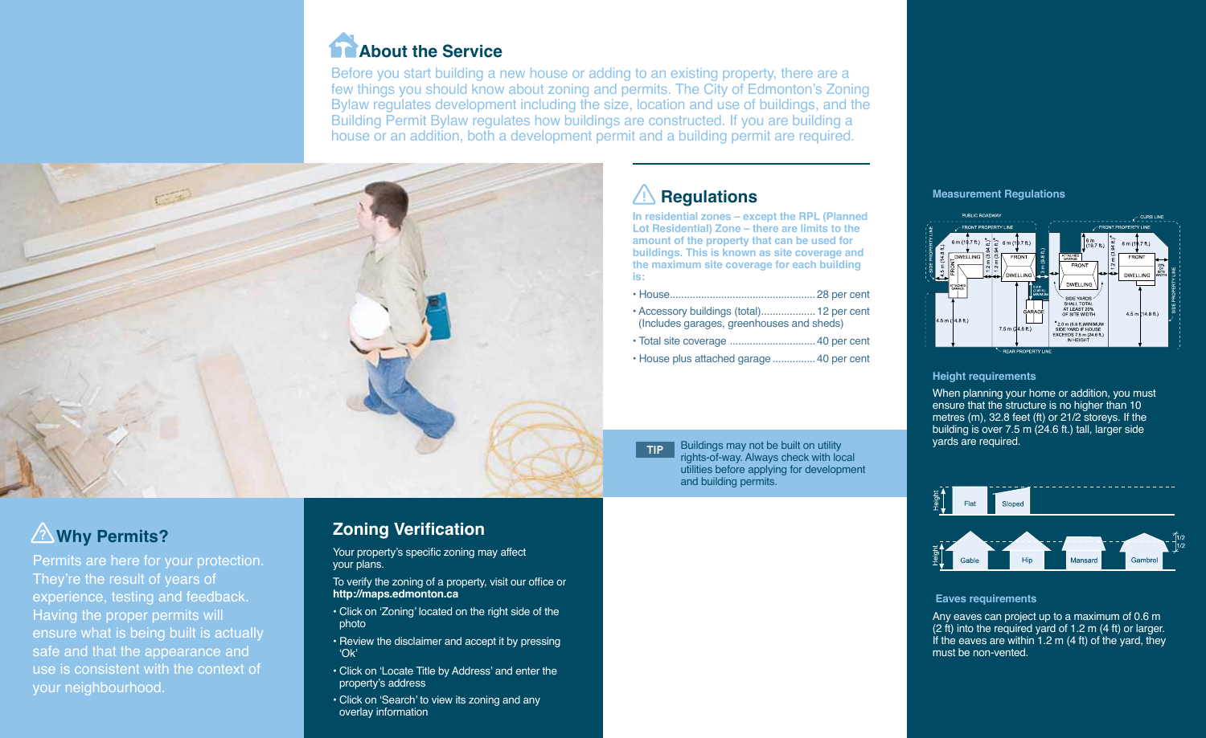## About the Service

Before you start building a new house or adding to an existing property, there are a few things you should know about zoning and permits. The City of Edmonton's Zoning Bylaw regulates development including the size, location and use of buildings, and the Building Permit Bylaw regulates how buildings are constructed. If you are building a house or an addition, both a development permit and a building permit are required.

## Why Permits?

Permits are here for your protection. They're the result of years of experience, testing and feedback. Having the proper permits will ensure what is being built is actually safe and that the appearance and use is consistent with the context of your neighbourhood.

## Zoning Verification

Your property's specific zoning may affect your plans.

To verify the zoning of a property, visit our office or **http://maps.edmonton.ca**

- Click on 'Zoning' located on the right side of the photo
- Review the disclaimer and accept it by pressing 'Ok'
- Click on 'Locate Title by Address' and enter the property's address
- Click on 'Search' to view its zoning and any overlay information

## Regulations

**In residential zones – except the RPL (Planned Lot Residential) Zone – there are limits to the amount of the property that can be used for buildings. This is known as site coverage and the maximum site coverage for each building is:**

- House.................................................. 28 per cent
- Accessory buildings (total).................. 12 per cent (Includes garages, greenhouses and sheds)
- Total site coverage .............................. 40 per cent
- House plus attached garage .............. 40 per cent

**TIP** Buildings may not be built on utility rights-of-way. Always check with local utilities before applying for development and building permits.

### Measurement Regulations

### Height requirements

When planning your home or addition, you must ensure that the structure is no higher than 10 metres (m), 32.8 feet (ft) or 21/2 storeys. If the building is over 7.5 m (24.6 ft.) tall, larger side yards are required.

### Eaves requirements

Any eaves can project up to a maximum of 0.6 m (2 ft) into the required yard of 1.2 m (4 ft) or larger. If the eaves are within 1.2 m (4 ft) of the yard, they must be non-vented.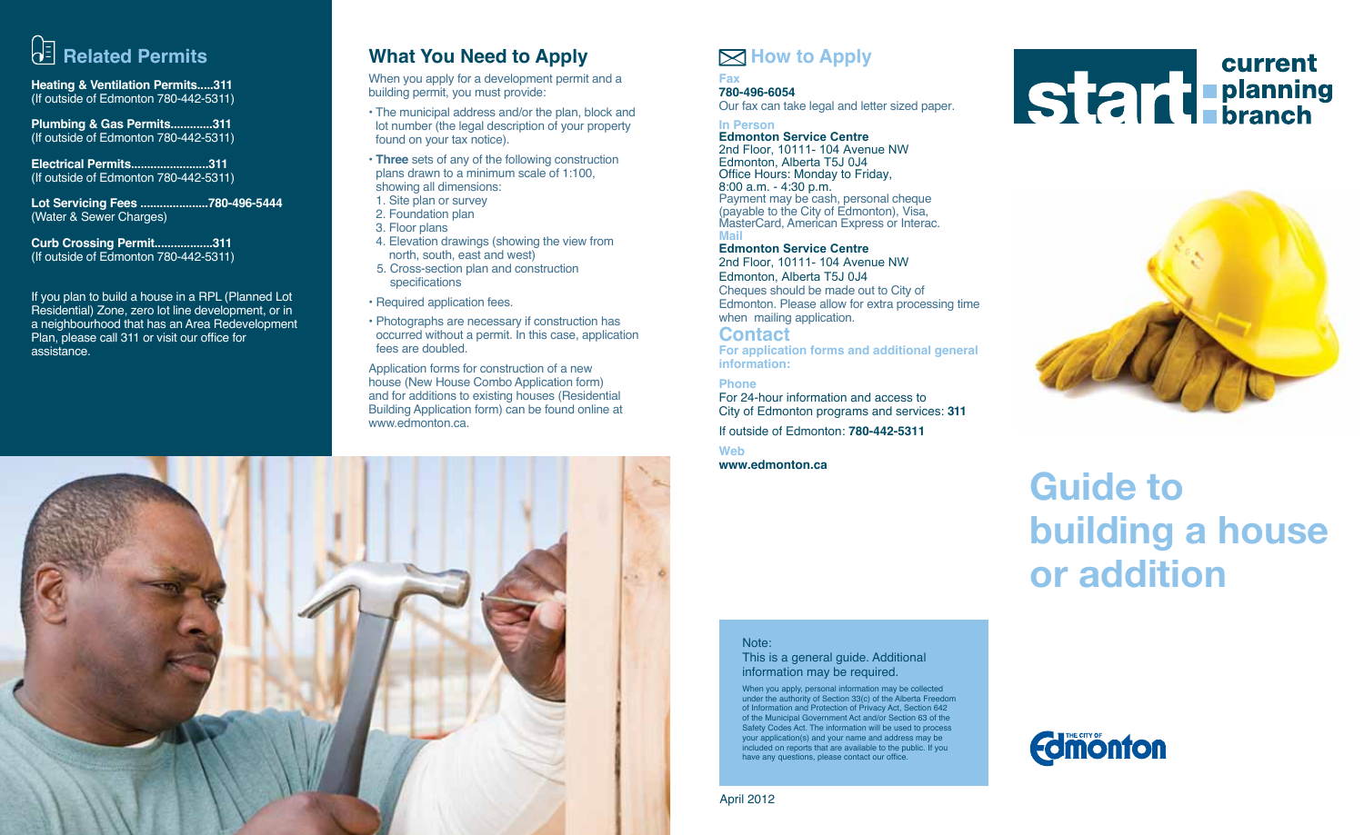## Related Permits

**Heating & Ventilation Permits.....311**
(If outside of Edmonton 780-442-5311)

**Plumbing & Gas Permits.............311**
(If outside of Edmonton 780-442-5311)

**Electrical Permits........................311**
(If outside of Edmonton 780-442-5311)

**Lot Servicing Fees .....................780-496-5444**
(Water & Sewer Charges)

**Curb Crossing Permit..................311**
(If outside of Edmonton 780-442-5311)

If you plan to build a house in a RPL (Planned Lot Residential) Zone, zero lot line development, or in a neighbourhood that has an Area Redevelopment Plan, please call 311 or visit our office for assistance.

## What You Need to Apply

When you apply for a development permit and a building permit, you must provide:

- The municipal address and/or the plan, block and lot number (the legal description of your property found on your tax notice).
- **Three** sets of any of the following construction plans drawn to a minimum scale of 1:100, showing all dimensions:
  1. Site plan or survey
  2. Foundation plan
  3. Floor plans
  4. Elevation drawings (showing the view from north, south, east and west)
  5. Cross-section plan and construction specifications
- Required application fees.
- Photographs are necessary if construction has occurred without a permit. In this case, application fees are doubled.

Application forms for construction of a new house (New House Combo Application form) and for additions to existing houses (Residential Building Application form) can be found online at www.edmonton.ca.

## How to Apply

**Fax**
**780-496-6054**
Our fax can take legal and letter sized paper.

**In Person**
**Edmonton Service Centre**
2nd Floor, 10111- 104 Avenue NW
Edmonton, Alberta T5J 0J4
Office Hours: Monday to Friday,
8:00 a.m. - 4:30 p.m.
Payment may be cash, personal cheque (payable to the City of Edmonton), Visa, MasterCard, American Express or Interac.

**Mail**
**Edmonton Service Centre**
2nd Floor, 10111- 104 Avenue NW
Edmonton, Alberta T5J 0J4
Cheques should be made out to City of Edmonton. Please allow for extra processing time when mailing application.

## Contact

**For application forms and additional general information:**

**Phone**
For 24-hour information and access to City of Edmonton programs and services: **311**

If outside of Edmonton: **780-442-5311**

**Web**
**www.edmonton.ca**

Note:
This is a general guide. Additional information may be required.

When you apply, personal information may be collected under the authority of Section 33(c) of the Alberta Freedom of Information and Protection of Privacy Act, Section 642 of the Municipal Government Act and/or Section 63 of the Safety Codes Act. The information will be used to process your application(s) and your name and address may be included on reports that are available to the public. If you have any questions, please contact our office.

April 2012

start current planning branch

# Guide to building a house or addition

The City of Edmonton